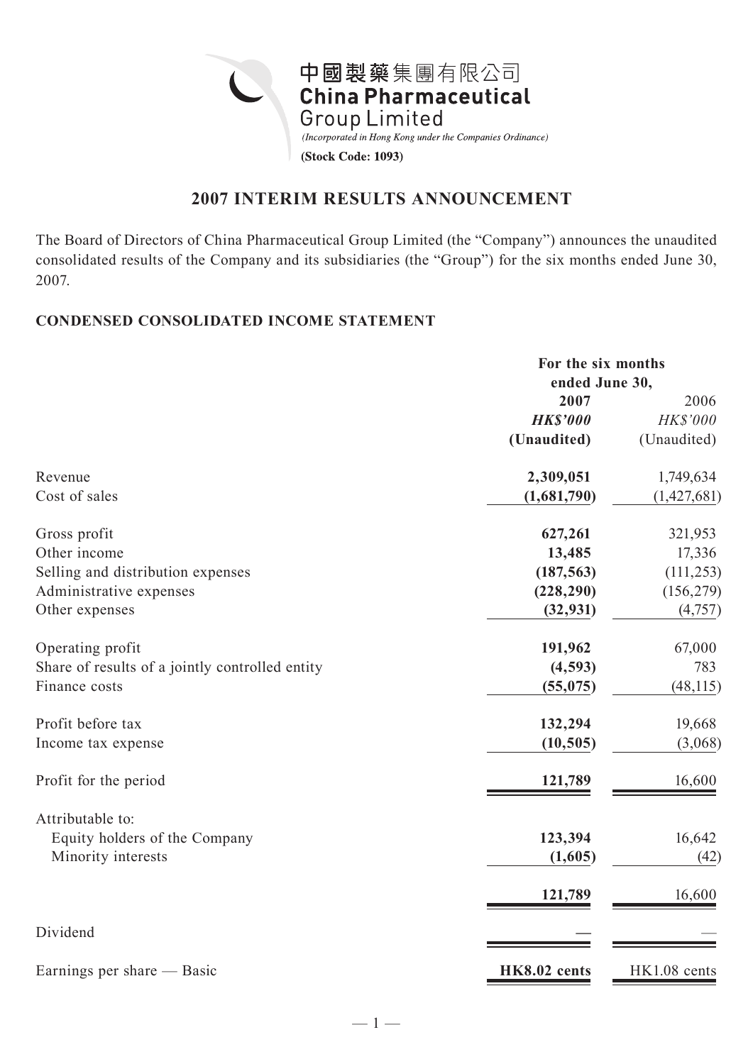中國製藥集團有限公司
**China Pharmaceutical Group Limited**

*(Incorporated in Hong Kong under the Companies Ordinance)*

**(Stock Code: 1093)**

## 2007 INTERIM RESULTS ANNOUNCEMENT

The Board of Directors of China Pharmaceutical Group Limited (the "Company") announces the unaudited consolidated results of the Company and its subsidiaries (the "Group") for the six months ended June 30, 2007.

### CONDENSED CONSOLIDATED INCOME STATEMENT

| | For the six months ended June 30, | |
|---|---|---|
| | **2007** | 2006 |
| | ***HK$'000*** | *HK$'000* |
| | **(Unaudited)** | (Unaudited) |
| Revenue | **2,309,051** | 1,749,634 |
| Cost of sales | **(1,681,790)** | (1,427,681) |
| Gross profit | **627,261** | 321,953 |
| Other income | **13,485** | 17,336 |
| Selling and distribution expenses | **(187,563)** | (111,253) |
| Administrative expenses | **(228,290)** | (156,279) |
| Other expenses | **(32,931)** | (4,757) |
| Operating profit | **191,962** | 67,000 |
| Share of results of a jointly controlled entity | **(4,593)** | 783 |
| Finance costs | **(55,075)** | (48,115) |
| Profit before tax | **132,294** | 19,668 |
| Income tax expense | **(10,505)** | (3,068) |
| Profit for the period | **121,789** | 16,600 |
| Attributable to: | | |
| Equity holders of the Company | **123,394** | 16,642 |
| Minority interests | **(1,605)** | (42) |
| | **121,789** | 16,600 |
| Dividend | **—** | — |
| Earnings per share — Basic | **HK8.02 cents** | HK1.08 cents |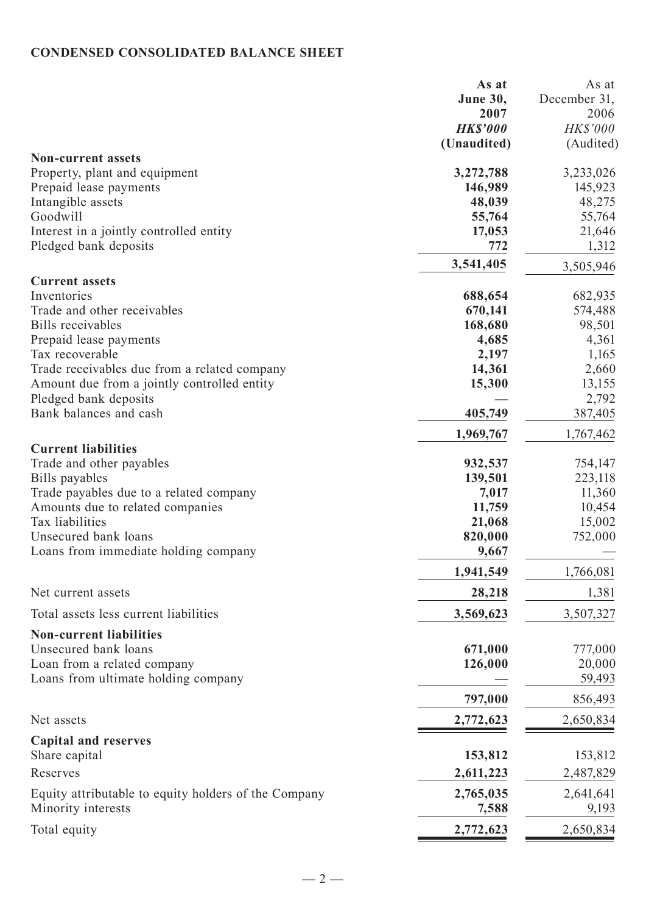**CONDENSED CONSOLIDATED BALANCE SHEET**

| | As at June 30, 2007 HK$'000 (Unaudited) | As at December 31, 2006 HK$'000 (Audited) |
|---|---|---|
| **Non-current assets** | | |
| Property, plant and equipment | **3,272,788** | 3,233,026 |
| Prepaid lease payments | **146,989** | 145,923 |
| Intangible assets | **48,039** | 48,275 |
| Goodwill | **55,764** | 55,764 |
| Interest in a jointly controlled entity | **17,053** | 21,646 |
| Pledged bank deposits | **772** | 1,312 |
| | **3,541,405** | 3,505,946 |
| **Current assets** | | |
| Inventories | **688,654** | 682,935 |
| Trade and other receivables | **670,141** | 574,488 |
| Bills receivables | **168,680** | 98,501 |
| Prepaid lease payments | **4,685** | 4,361 |
| Tax recoverable | **2,197** | 1,165 |
| Trade receivables due from a related company | **14,361** | 2,660 |
| Amount due from a jointly controlled entity | **15,300** | 13,155 |
| Pledged bank deposits | **—** | 2,792 |
| Bank balances and cash | **405,749** | 387,405 |
| | **1,969,767** | 1,767,462 |
| **Current liabilities** | | |
| Trade and other payables | **932,537** | 754,147 |
| Bills payables | **139,501** | 223,118 |
| Trade payables due to a related company | **7,017** | 11,360 |
| Amounts due to related companies | **11,759** | 10,454 |
| Tax liabilities | **21,068** | 15,002 |
| Unsecured bank loans | **820,000** | 752,000 |
| Loans from immediate holding company | **9,667** | — |
| | **1,941,549** | 1,766,081 |
| Net current assets | **28,218** | 1,381 |
| Total assets less current liabilities | **3,569,623** | 3,507,327 |
| **Non-current liabilities** | | |
| Unsecured bank loans | **671,000** | 777,000 |
| Loan from a related company | **126,000** | 20,000 |
| Loans from ultimate holding company | **—** | 59,493 |
| | **797,000** | 856,493 |
| Net assets | **2,772,623** | 2,650,834 |
| **Capital and reserves** | | |
| Share capital | **153,812** | 153,812 |
| Reserves | **2,611,223** | 2,487,829 |
| Equity attributable to equity holders of the Company | **2,765,035** | 2,641,641 |
| Minority interests | **7,588** | 9,193 |
| Total equity | **2,772,623** | 2,650,834 |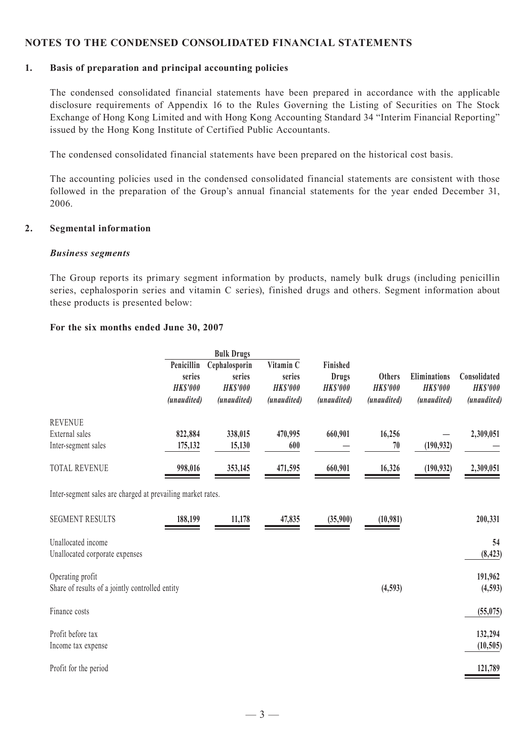## NOTES TO THE CONDENSED CONSOLIDATED FINANCIAL STATEMENTS

### 1. Basis of preparation and principal accounting policies

The condensed consolidated financial statements have been prepared in accordance with the applicable disclosure requirements of Appendix 16 to the Rules Governing the Listing of Securities on The Stock Exchange of Hong Kong Limited and with Hong Kong Accounting Standard 34 "Interim Financial Reporting" issued by the Hong Kong Institute of Certified Public Accountants.

The condensed consolidated financial statements have been prepared on the historical cost basis.

The accounting policies used in the condensed consolidated financial statements are consistent with those followed in the preparation of the Group's annual financial statements for the year ended December 31, 2006.

### 2. Segmental information

***Business segments***

The Group reports its primary segment information by products, namely bulk drugs (including penicillin series, cephalosporin series and vitamin C series), finished drugs and others. Segment information about these products is presented below:

**For the six months ended June 30, 2007**

| | Bulk Drugs | | | | | | |
|---|---|---|---|---|---|---|---|
| | Penicillin series *HK$'000* *(unaudited)* | Cephalosporin series *HK$'000* *(unaudited)* | Vitamin C series *HK$'000* *(unaudited)* | Finished Drugs *HK$'000* *(unaudited)* | Others *HK$'000* *(unaudited)* | Eliminations *HK$'000* *(unaudited)* | Consolidated *HK$'000* *(unaudited)* |
| REVENUE | | | | | | | |
| External sales | 822,884 | 338,015 | 470,995 | 660,901 | 16,256 | — | 2,309,051 |
| Inter-segment sales | 175,132 | 15,130 | 600 | — | 70 | (190,932) | — |
| TOTAL REVENUE | 998,016 | 353,145 | 471,595 | 660,901 | 16,326 | (190,932) | 2,309,051 |

Inter-segment sales are charged at prevailing market rates.

| | Penicillin series | Cephalosporin series | Vitamin C series | Finished Drugs | Others | Eliminations | Consolidated |
|---|---|---|---|---|---|---|---|
| SEGMENT RESULTS | 188,199 | 11,178 | 47,835 | (35,900) | (10,981) | | 200,331 |
| Unallocated income | | | | | | | 54 |
| Unallocated corporate expenses | | | | | | | (8,423) |
| Operating profit | | | | | | | 191,962 |
| Share of results of a jointly controlled entity | | | | | (4,593) | | (4,593) |
| Finance costs | | | | | | | (55,075) |
| Profit before tax | | | | | | | 132,294 |
| Income tax expense | | | | | | | (10,505) |
| Profit for the period | | | | | | | 121,789 |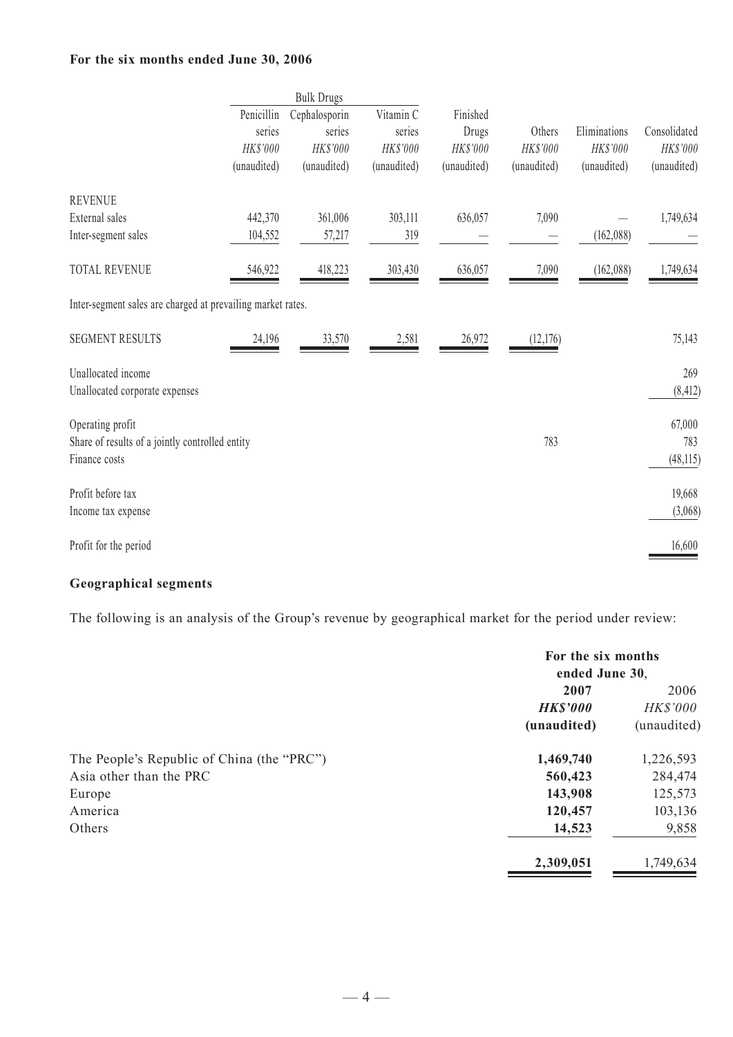**For the six months ended June 30, 2006**

| | Bulk Drugs | | | | | | |
|---|---|---|---|---|---|---|---|
| | Penicillin series | Cephalosporin series | Vitamin C series | Finished Drugs | Others | Eliminations | Consolidated |
| | *HK$'000* | *HK$'000* | *HK$'000* | *HK$'000* | *HK$'000* | *HK$'000* | *HK$'000* |
| | (unaudited) | (unaudited) | (unaudited) | (unaudited) | (unaudited) | (unaudited) | (unaudited) |
| REVENUE | | | | | | | |
| External sales | 442,370 | 361,006 | 303,111 | 636,057 | 7,090 | — | 1,749,634 |
| Inter-segment sales | 104,552 | 57,217 | 319 | — | — | (162,088) | — |
| TOTAL REVENUE | 546,922 | 418,223 | 303,430 | 636,057 | 7,090 | (162,088) | 1,749,634 |
| Inter-segment sales are charged at prevailing market rates. | | | | | | | |
| SEGMENT RESULTS | 24,196 | 33,570 | 2,581 | 26,972 | (12,176) | | 75,143 |
| Unallocated income | | | | | | | 269 |
| Unallocated corporate expenses | | | | | | | (8,412) |
| Operating profit | | | | | | | 67,000 |
| Share of results of a jointly controlled entity | | | | | 783 | | 783 |
| Finance costs | | | | | | | (48,115) |
| Profit before tax | | | | | | | 19,668 |
| Income tax expense | | | | | | | (3,068) |
| Profit for the period | | | | | | | 16,600 |

**Geographical segments**

The following is an analysis of the Group's revenue by geographical market for the period under review:

| | For the six months ended June 30, | |
|---|---|---|
| | **2007** | 2006 |
| | ***HK$'000*** | *HK$'000* |
| | **(unaudited)** | (unaudited) |
| The People's Republic of China (the "PRC") | **1,469,740** | 1,226,593 |
| Asia other than the PRC | **560,423** | 284,474 |
| Europe | **143,908** | 125,573 |
| America | **120,457** | 103,136 |
| Others | **14,523** | 9,858 |
| | **2,309,051** | 1,749,634 |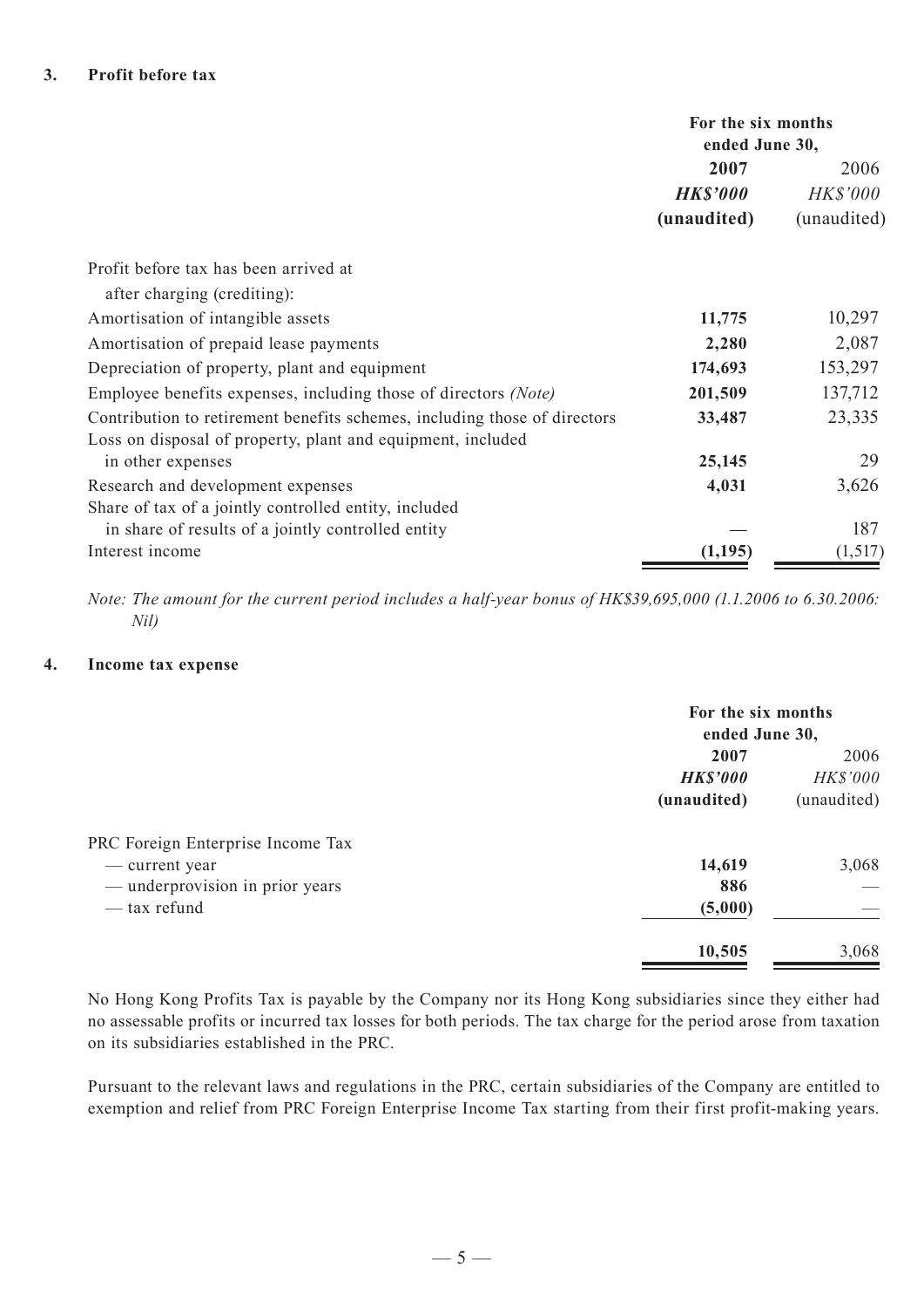### 3. Profit before tax

| | For the six months ended June 30, | |
|---|---|---|
| | **2007** | 2006 |
| | ***HK$'000*** | *HK$'000* |
| | **(unaudited)** | (unaudited) |
| Profit before tax has been arrived at after charging (crediting): | | |
| Amortisation of intangible assets | **11,775** | 10,297 |
| Amortisation of prepaid lease payments | **2,280** | 2,087 |
| Depreciation of property, plant and equipment | **174,693** | 153,297 |
| Employee benefits expenses, including those of directors *(Note)* | **201,509** | 137,712 |
| Contribution to retirement benefits schemes, including those of directors | **33,487** | 23,335 |
| Loss on disposal of property, plant and equipment, included in other expenses | **25,145** | 29 |
| Research and development expenses | **4,031** | 3,626 |
| Share of tax of a jointly controlled entity, included in share of results of a jointly controlled entity | **—** | 187 |
| Interest income | **(1,195)** | (1,517) |

*Note: The amount for the current period includes a half-year bonus of HK$39,695,000 (1.1.2006 to 6.30.2006: Nil)*

### 4. Income tax expense

| | For the six months ended June 30, | |
|---|---|---|
| | **2007** | 2006 |
| | ***HK$'000*** | *HK$'000* |
| | **(unaudited)** | (unaudited) |
| PRC Foreign Enterprise Income Tax | | |
| — current year | **14,619** | 3,068 |
| — underprovision in prior years | **886** | — |
| — tax refund | **(5,000)** | — |
| | **10,505** | 3,068 |

No Hong Kong Profits Tax is payable by the Company nor its Hong Kong subsidiaries since they either had no assessable profits or incurred tax losses for both periods. The tax charge for the period arose from taxation on its subsidiaries established in the PRC.

Pursuant to the relevant laws and regulations in the PRC, certain subsidiaries of the Company are entitled to exemption and relief from PRC Foreign Enterprise Income Tax starting from their first profit-making years.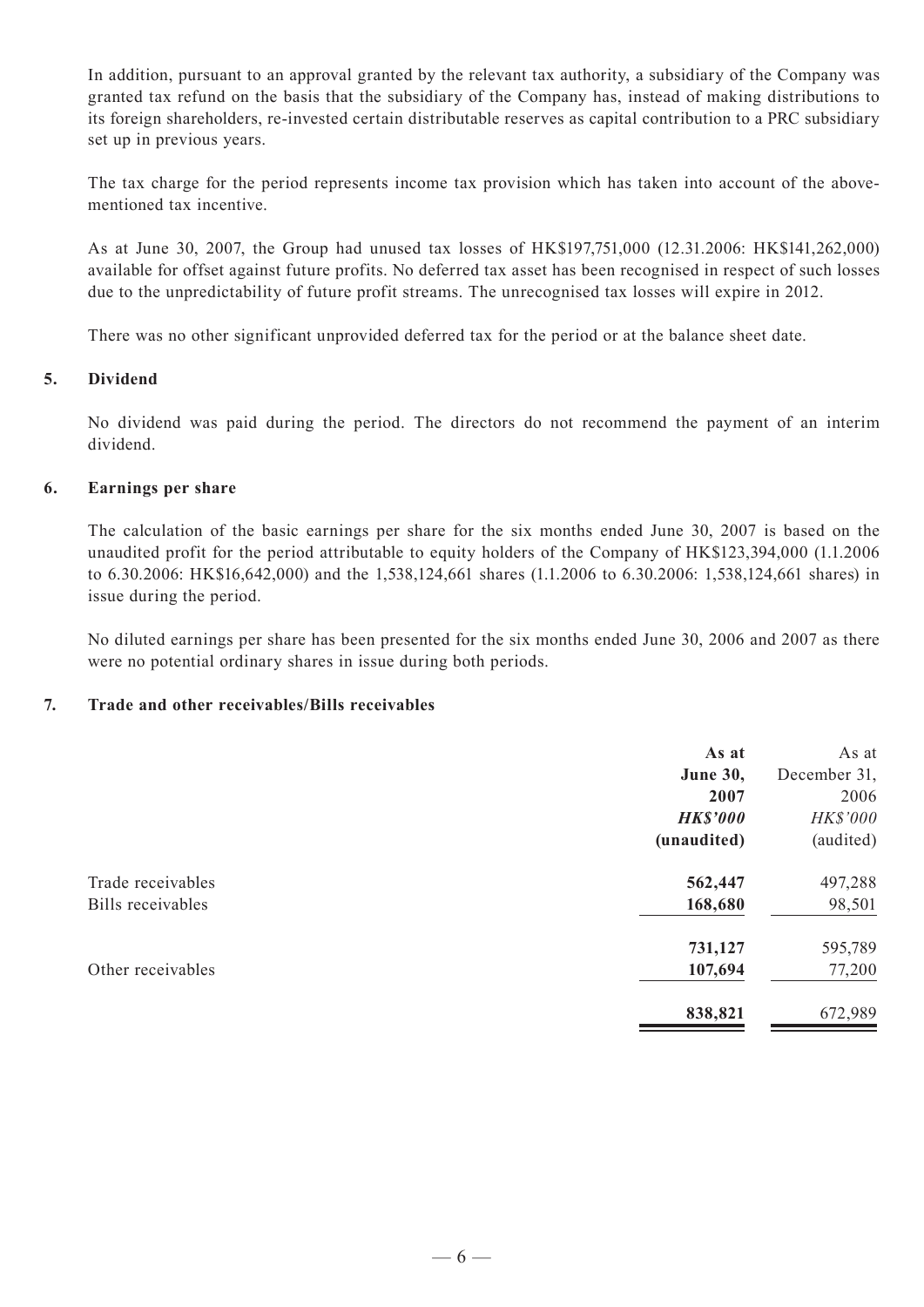In addition, pursuant to an approval granted by the relevant tax authority, a subsidiary of the Company was granted tax refund on the basis that the subsidiary of the Company has, instead of making distributions to its foreign shareholders, re-invested certain distributable reserves as capital contribution to a PRC subsidiary set up in previous years.

The tax charge for the period represents income tax provision which has taken into account of the above-mentioned tax incentive.

As at June 30, 2007, the Group had unused tax losses of HK$197,751,000 (12.31.2006: HK$141,262,000) available for offset against future profits. No deferred tax asset has been recognised in respect of such losses due to the unpredictability of future profit streams. The unrecognised tax losses will expire in 2012.

There was no other significant unprovided deferred tax for the period or at the balance sheet date.

**5. Dividend**

No dividend was paid during the period. The directors do not recommend the payment of an interim dividend.

**6. Earnings per share**

The calculation of the basic earnings per share for the six months ended June 30, 2007 is based on the unaudited profit for the period attributable to equity holders of the Company of HK$123,394,000 (1.1.2006 to 6.30.2006: HK$16,642,000) and the 1,538,124,661 shares (1.1.2006 to 6.30.2006: 1,538,124,661 shares) in issue during the period.

No diluted earnings per share has been presented for the six months ended June 30, 2006 and 2007 as there were no potential ordinary shares in issue during both periods.

**7. Trade and other receivables/Bills receivables**

| | **As at June 30, 2007** | As at December 31, 2006 |
|---|---|---|
| | ***HK$'000*** | *HK$'000* |
| | **(unaudited)** | (audited) |
| Trade receivables | **562,447** | 497,288 |
| Bills receivables | **168,680** | 98,501 |
| | **731,127** | 595,789 |
| Other receivables | **107,694** | 77,200 |
| | **838,821** | 672,989 |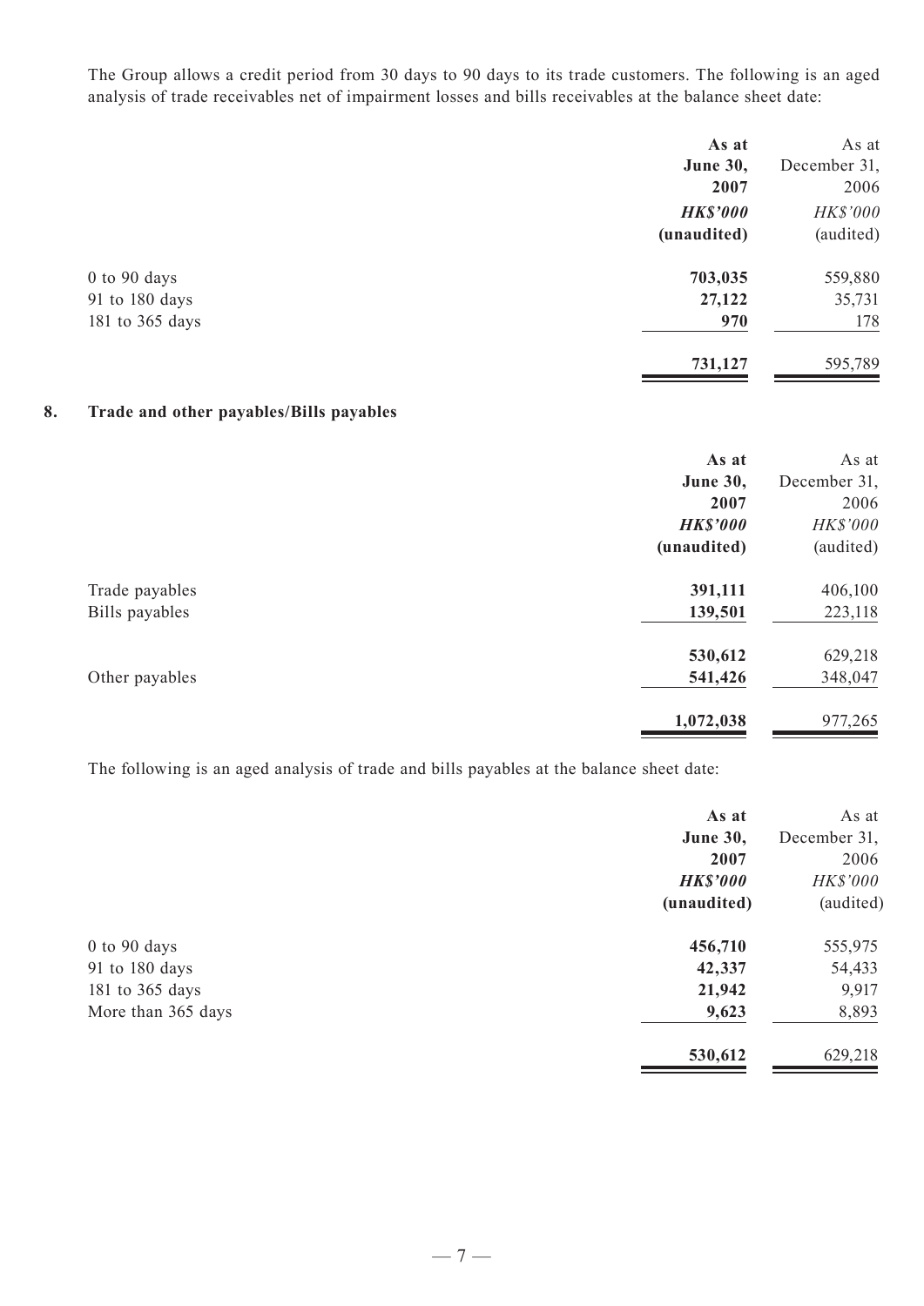The Group allows a credit period from 30 days to 90 days to its trade customers. The following is an aged analysis of trade receivables net of impairment losses and bills receivables at the balance sheet date:

| | **As at June 30, 2007** | As at December 31, 2006 |
|---|---|---|
| | ***HK$'000*** | *HK$'000* |
| | **(unaudited)** | (audited) |
| 0 to 90 days | **703,035** | 559,880 |
| 91 to 180 days | **27,122** | 35,731 |
| 181 to 365 days | **970** | 178 |
| | **731,127** | 595,789 |

## 8. Trade and other payables/Bills payables

| | **As at June 30, 2007** | As at December 31, 2006 |
|---|---|---|
| | ***HK$'000*** | *HK$'000* |
| | **(unaudited)** | (audited) |
| Trade payables | **391,111** | 406,100 |
| Bills payables | **139,501** | 223,118 |
| | **530,612** | 629,218 |
| Other payables | **541,426** | 348,047 |
| | **1,072,038** | 977,265 |

The following is an aged analysis of trade and bills payables at the balance sheet date:

| | **As at June 30, 2007** | As at December 31, 2006 |
|---|---|---|
| | ***HK$'000*** | *HK$'000* |
| | **(unaudited)** | (audited) |
| 0 to 90 days | **456,710** | 555,975 |
| 91 to 180 days | **42,337** | 54,433 |
| 181 to 365 days | **21,942** | 9,917 |
| More than 365 days | **9,623** | 8,893 |
| | **530,612** | 629,218 |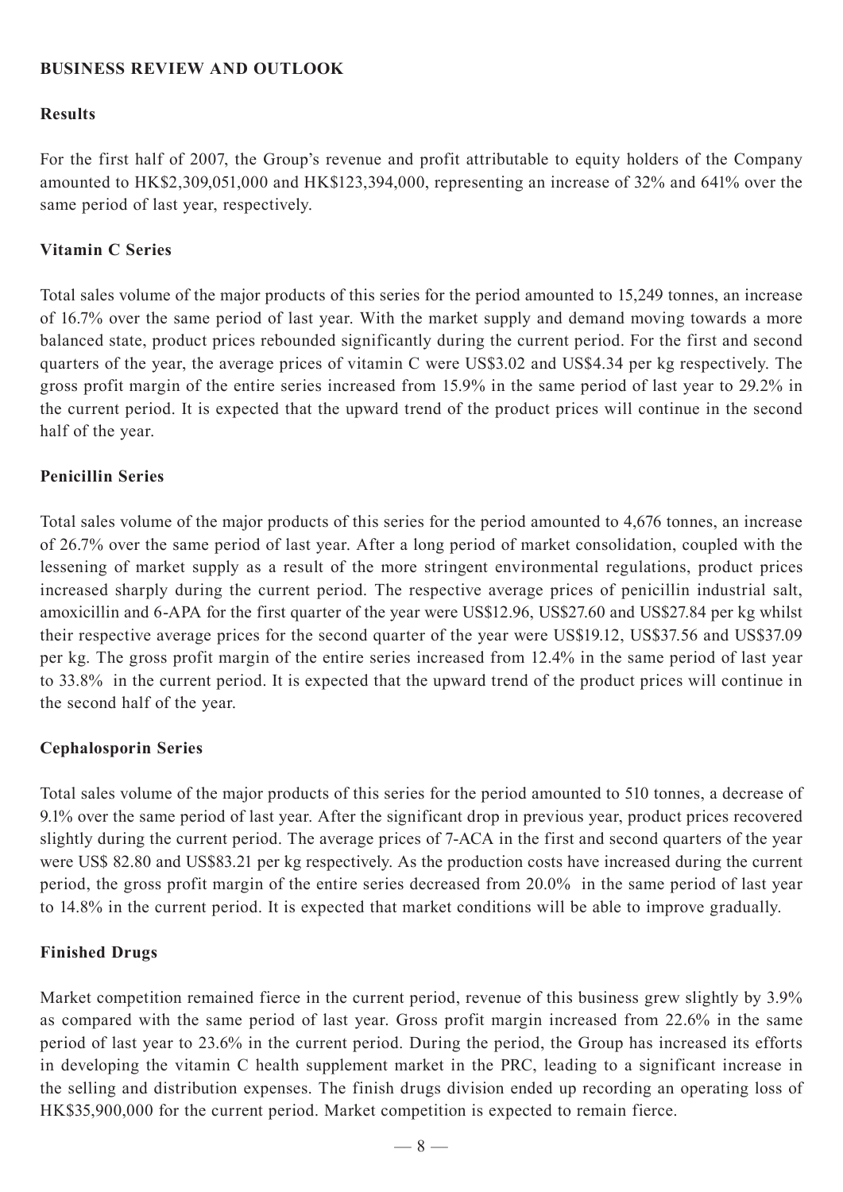## BUSINESS REVIEW AND OUTLOOK

### Results

For the first half of 2007, the Group's revenue and profit attributable to equity holders of the Company amounted to HK$2,309,051,000 and HK$123,394,000, representing an increase of 32% and 641% over the same period of last year, respectively.

### Vitamin C Series

Total sales volume of the major products of this series for the period amounted to 15,249 tonnes, an increase of 16.7% over the same period of last year. With the market supply and demand moving towards a more balanced state, product prices rebounded significantly during the current period. For the first and second quarters of the year, the average prices of vitamin C were US$3.02 and US$4.34 per kg respectively. The gross profit margin of the entire series increased from 15.9% in the same period of last year to 29.2% in the current period. It is expected that the upward trend of the product prices will continue in the second half of the year.

### Penicillin Series

Total sales volume of the major products of this series for the period amounted to 4,676 tonnes, an increase of 26.7% over the same period of last year. After a long period of market consolidation, coupled with the lessening of market supply as a result of the more stringent environmental regulations, product prices increased sharply during the current period. The respective average prices of penicillin industrial salt, amoxicillin and 6-APA for the first quarter of the year were US$12.96, US$27.60 and US$27.84 per kg whilst their respective average prices for the second quarter of the year were US$19.12, US$37.56 and US$37.09 per kg. The gross profit margin of the entire series increased from 12.4% in the same period of last year to 33.8% in the current period. It is expected that the upward trend of the product prices will continue in the second half of the year.

### Cephalosporin Series

Total sales volume of the major products of this series for the period amounted to 510 tonnes, a decrease of 9.1% over the same period of last year. After the significant drop in previous year, product prices recovered slightly during the current period. The average prices of 7-ACA in the first and second quarters of the year were US$ 82.80 and US$83.21 per kg respectively. As the production costs have increased during the current period, the gross profit margin of the entire series decreased from 20.0% in the same period of last year to 14.8% in the current period. It is expected that market conditions will be able to improve gradually.

### Finished Drugs

Market competition remained fierce in the current period, revenue of this business grew slightly by 3.9% as compared with the same period of last year. Gross profit margin increased from 22.6% in the same period of last year to 23.6% in the current period. During the period, the Group has increased its efforts in developing the vitamin C health supplement market in the PRC, leading to a significant increase in the selling and distribution expenses. The finish drugs division ended up recording an operating loss of HK$35,900,000 for the current period. Market competition is expected to remain fierce.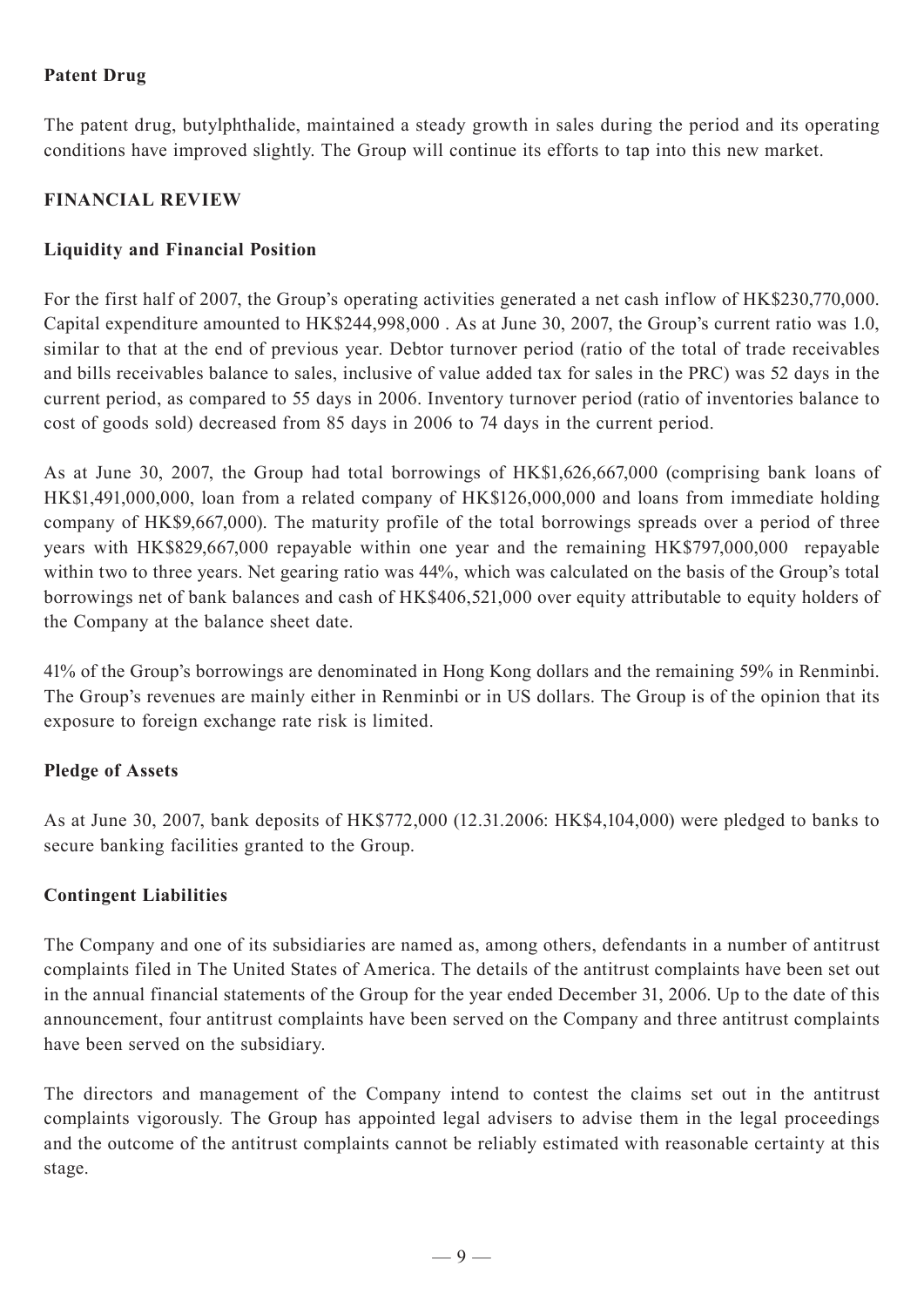**Patent Drug**

The patent drug, butylphthalide, maintained a steady growth in sales during the period and its operating conditions have improved slightly. The Group will continue its efforts to tap into this new market.

## FINANCIAL REVIEW

**Liquidity and Financial Position**

For the first half of 2007, the Group's operating activities generated a net cash inflow of HK$230,770,000. Capital expenditure amounted to HK$244,998,000 . As at June 30, 2007, the Group's current ratio was 1.0, similar to that at the end of previous year. Debtor turnover period (ratio of the total of trade receivables and bills receivables balance to sales, inclusive of value added tax for sales in the PRC) was 52 days in the current period, as compared to 55 days in 2006. Inventory turnover period (ratio of inventories balance to cost of goods sold) decreased from 85 days in 2006 to 74 days in the current period.

As at June 30, 2007, the Group had total borrowings of HK$1,626,667,000 (comprising bank loans of HK$1,491,000,000, loan from a related company of HK$126,000,000 and loans from immediate holding company of HK$9,667,000). The maturity profile of the total borrowings spreads over a period of three years with HK$829,667,000 repayable within one year and the remaining HK$797,000,000 repayable within two to three years. Net gearing ratio was 44%, which was calculated on the basis of the Group's total borrowings net of bank balances and cash of HK$406,521,000 over equity attributable to equity holders of the Company at the balance sheet date.

41% of the Group's borrowings are denominated in Hong Kong dollars and the remaining 59% in Renminbi. The Group's revenues are mainly either in Renminbi or in US dollars. The Group is of the opinion that its exposure to foreign exchange rate risk is limited.

**Pledge of Assets**

As at June 30, 2007, bank deposits of HK$772,000 (12.31.2006: HK$4,104,000) were pledged to banks to secure banking facilities granted to the Group.

**Contingent Liabilities**

The Company and one of its subsidiaries are named as, among others, defendants in a number of antitrust complaints filed in The United States of America. The details of the antitrust complaints have been set out in the annual financial statements of the Group for the year ended December 31, 2006. Up to the date of this announcement, four antitrust complaints have been served on the Company and three antitrust complaints have been served on the subsidiary.

The directors and management of the Company intend to contest the claims set out in the antitrust complaints vigorously. The Group has appointed legal advisers to advise them in the legal proceedings and the outcome of the antitrust complaints cannot be reliably estimated with reasonable certainty at this stage.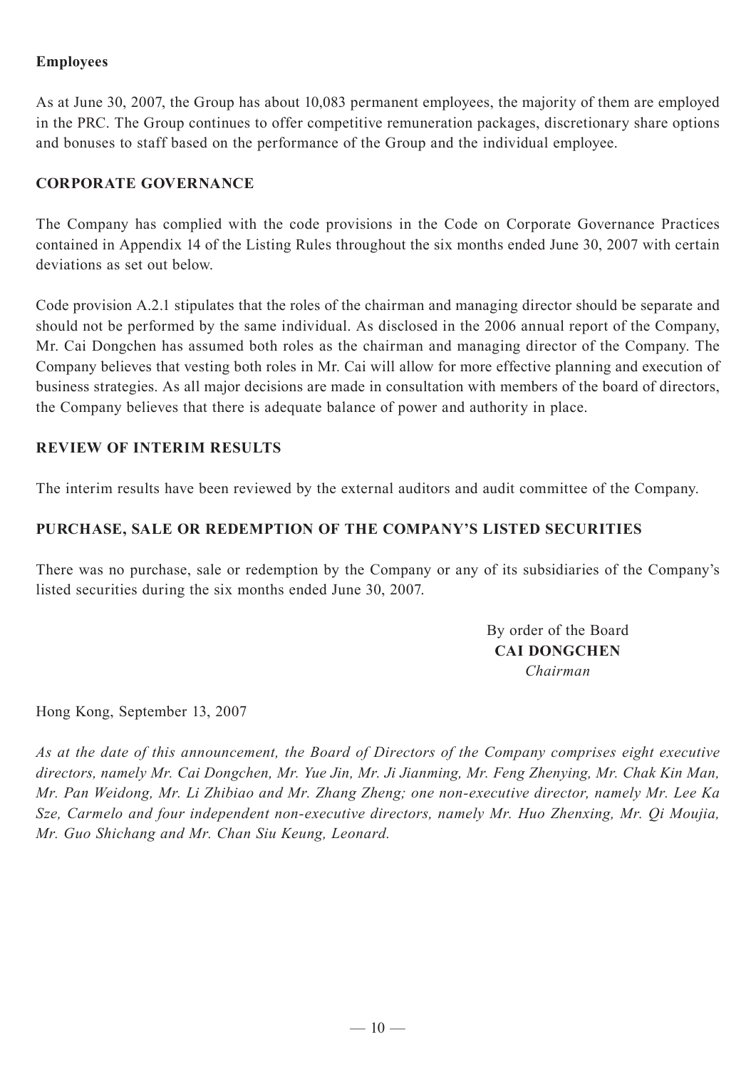**Employees**

As at June 30, 2007, the Group has about 10,083 permanent employees, the majority of them are employed in the PRC. The Group continues to offer competitive remuneration packages, discretionary share options and bonuses to staff based on the performance of the Group and the individual employee.

## CORPORATE GOVERNANCE

The Company has complied with the code provisions in the Code on Corporate Governance Practices contained in Appendix 14 of the Listing Rules throughout the six months ended June 30, 2007 with certain deviations as set out below.

Code provision A.2.1 stipulates that the roles of the chairman and managing director should be separate and should not be performed by the same individual. As disclosed in the 2006 annual report of the Company, Mr. Cai Dongchen has assumed both roles as the chairman and managing director of the Company. The Company believes that vesting both roles in Mr. Cai will allow for more effective planning and execution of business strategies. As all major decisions are made in consultation with members of the board of directors, the Company believes that there is adequate balance of power and authority in place.

## REVIEW OF INTERIM RESULTS

The interim results have been reviewed by the external auditors and audit committee of the Company.

## PURCHASE, SALE OR REDEMPTION OF THE COMPANY'S LISTED SECURITIES

There was no purchase, sale or redemption by the Company or any of its subsidiaries of the Company's listed securities during the six months ended June 30, 2007.

By order of the Board
**CAI DONGCHEN**
*Chairman*

Hong Kong, September 13, 2007

*As at the date of this announcement, the Board of Directors of the Company comprises eight executive directors, namely Mr. Cai Dongchen, Mr. Yue Jin, Mr. Ji Jianming, Mr. Feng Zhenying, Mr. Chak Kin Man, Mr. Pan Weidong, Mr. Li Zhibiao and Mr. Zhang Zheng; one non-executive director, namely Mr. Lee Ka Sze, Carmelo and four independent non-executive directors, namely Mr. Huo Zhenxing, Mr. Qi Moujia, Mr. Guo Shichang and Mr. Chan Siu Keung, Leonard.*